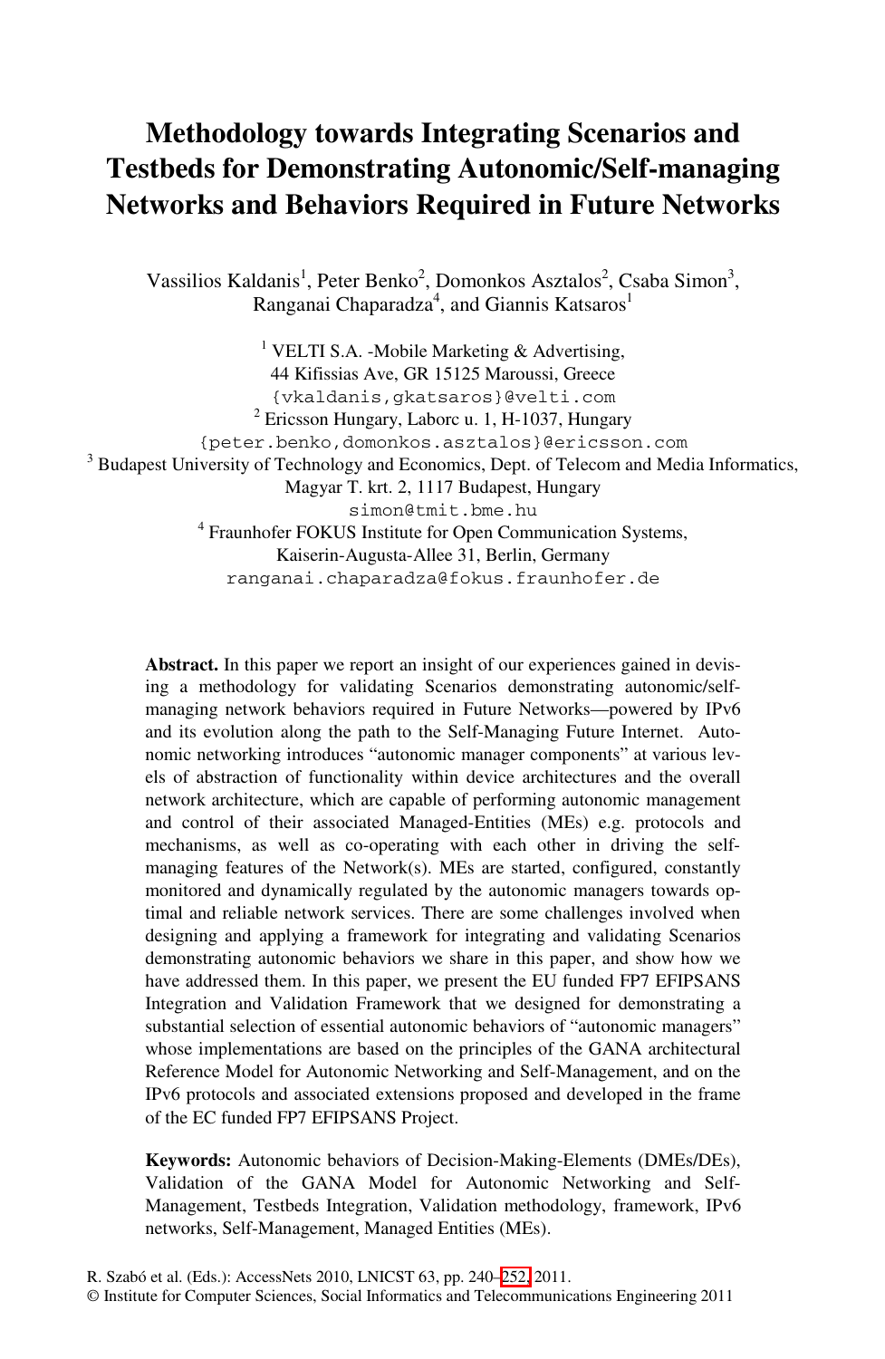# Methodology towards Integrating Scenarios and Testbeds for Demonstrating Autonomic/Self-managing Networks and Behaviors Required in Future Networks

Vassilios Kaldanis[1], Peter Benko[2], Domonkos Asztalos[2], Csaba Simon[3], Ranganai Chaparadza[4], and Giannis Katsaros[1]

[1] VELTI S.A. -Mobile Marketing & Advertising, 44 Kifissias Ave, GR 15125 Maroussi, Greece
{vkaldanis,gkatsaros}@velti.com

[2] Ericsson Hungary, Laborc u. 1, H-1037, Hungary
{peter.benko,domonkos.asztalos}@ericsson.com

[3] Budapest University of Technology and Economics, Dept. of Telecom and Media Informatics, Magyar T. krt. 2, 1117 Budapest, Hungary
simon@tmit.bme.hu

[4] Fraunhofer FOKUS Institute for Open Communication Systems, Kaiserin-Augusta-Allee 31, Berlin, Germany
ranganai.chaparadza@fokus.fraunhofer.de

**Abstract.** In this paper we report an insight of our experiences gained in devising a methodology for validating Scenarios demonstrating autonomic/self-managing network behaviors required in Future Networks—powered by IPv6 and its evolution along the path to the Self-Managing Future Internet. Autonomic networking introduces "autonomic manager components" at various levels of abstraction of functionality within device architectures and the overall network architecture, which are capable of performing autonomic management and control of their associated Managed-Entities (MEs) e.g. protocols and mechanisms, as well as co-operating with each other in driving the self-managing features of the Network(s). MEs are started, configured, constantly monitored and dynamically regulated by the autonomic managers towards optimal and reliable network services. There are some challenges involved when designing and applying a framework for integrating and validating Scenarios demonstrating autonomic behaviors we share in this paper, and show how we have addressed them. In this paper, we present the EU funded FP7 EFIPSANS Integration and Validation Framework that we designed for demonstrating a substantial selection of essential autonomic behaviors of "autonomic managers" whose implementations are based on the principles of the GANA architectural Reference Model for Autonomic Networking and Self-Management, and on the IPv6 protocols and associated extensions proposed and developed in the frame of the EC funded FP7 EFIPSANS Project.

**Keywords:** Autonomic behaviors of Decision-Making-Elements (DMEs/DEs), Validation of the GANA Model for Autonomic Networking and Self-Management, Testbeds Integration, Validation methodology, framework, IPv6 networks, Self-Management, Managed Entities (MEs).

R. Szabó et al. (Eds.): AccessNets 2010, LNICST 63, pp. 240–252, 2011.
© Institute for Computer Sciences, Social Informatics and Telecommunications Engineering 2011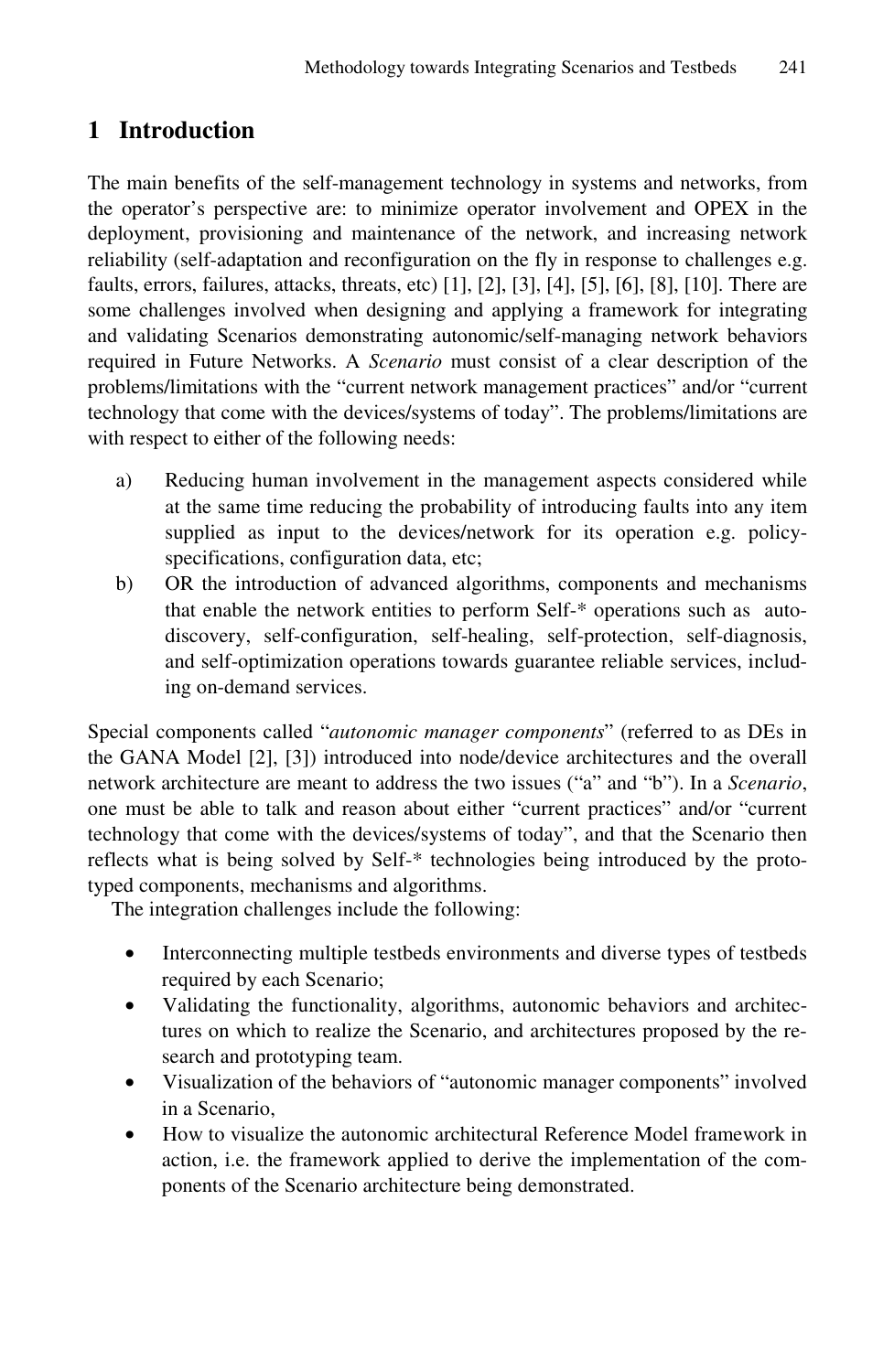# 1 Introduction

The main benefits of the self-management technology in systems and networks, from the operator's perspective are: to minimize operator involvement and OPEX in the deployment, provisioning and maintenance of the network, and increasing network reliability (self-adaptation and reconfiguration on the fly in response to challenges e.g. faults, errors, failures, attacks, threats, etc) [1], [2], [3], [4], [5], [6], [8], [10]. There are some challenges involved when designing and applying a framework for integrating and validating Scenarios demonstrating autonomic/self-managing network behaviors required in Future Networks. A *Scenario* must consist of a clear description of the problems/limitations with the "current network management practices" and/or "current technology that come with the devices/systems of today". The problems/limitations are with respect to either of the following needs:

a) Reducing human involvement in the management aspects considered while at the same time reducing the probability of introducing faults into any item supplied as input to the devices/network for its operation e.g. policy-specifications, configuration data, etc;

b) OR the introduction of advanced algorithms, components and mechanisms that enable the network entities to perform Self-* operations such as auto-discovery, self-configuration, self-healing, self-protection, self-diagnosis, and self-optimization operations towards guarantee reliable services, including on-demand services.

Special components called "*autonomic manager components*" (referred to as DEs in the GANA Model [2], [3]) introduced into node/device architectures and the overall network architecture are meant to address the two issues ("a" and "b"). In a *Scenario*, one must be able to talk and reason about either "current practices" and/or "current technology that come with the devices/systems of today", and that the Scenario then reflects what is being solved by Self-* technologies being introduced by the prototyped components, mechanisms and algorithms.

The integration challenges include the following:

- Interconnecting multiple testbeds environments and diverse types of testbeds required by each Scenario;
- Validating the functionality, algorithms, autonomic behaviors and architectures on which to realize the Scenario, and architectures proposed by the research and prototyping team.
- Visualization of the behaviors of "autonomic manager components" involved in a Scenario,
- How to visualize the autonomic architectural Reference Model framework in action, i.e. the framework applied to derive the implementation of the components of the Scenario architecture being demonstrated.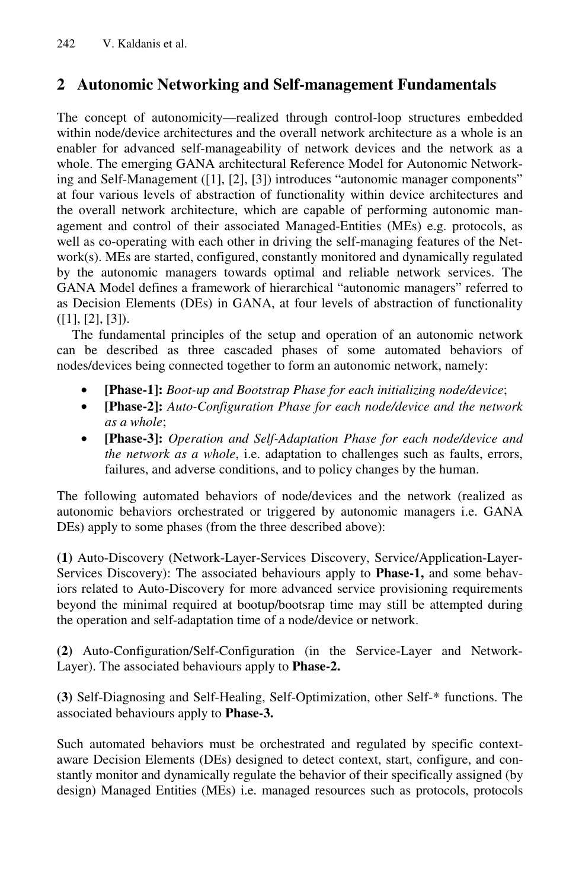## 2 Autonomic Networking and Self-management Fundamentals

The concept of autonomicity—realized through control-loop structures embedded within node/device architectures and the overall network architecture as a whole is an enabler for advanced self-manageability of network devices and the network as a whole. The emerging GANA architectural Reference Model for Autonomic Networking and Self-Management ([1], [2], [3]) introduces "autonomic manager components" at four various levels of abstraction of functionality within device architectures and the overall network architecture, which are capable of performing autonomic management and control of their associated Managed-Entities (MEs) e.g. protocols, as well as co-operating with each other in driving the self-managing features of the Network(s). MEs are started, configured, constantly monitored and dynamically regulated by the autonomic managers towards optimal and reliable network services. The GANA Model defines a framework of hierarchical "autonomic managers" referred to as Decision Elements (DEs) in GANA, at four levels of abstraction of functionality ([1], [2], [3]).

The fundamental principles of the setup and operation of an autonomic network can be described as three cascaded phases of some automated behaviors of nodes/devices being connected together to form an autonomic network, namely:

- **[Phase-1]:** *Boot-up and Bootstrap Phase for each initializing node/device*;
- **[Phase-2]:** *Auto-Configuration Phase for each node/device and the network as a whole*;
- **[Phase-3]:** *Operation and Self-Adaptation Phase for each node/device and the network as a whole*, i.e. adaptation to challenges such as faults, errors, failures, and adverse conditions, and to policy changes by the human.

The following automated behaviors of node/devices and the network (realized as autonomic behaviors orchestrated or triggered by autonomic managers i.e. GANA DEs) apply to some phases (from the three described above):

**(1)** Auto-Discovery (Network-Layer-Services Discovery, Service/Application-Layer-Services Discovery): The associated behaviours apply to **Phase-1,** and some behaviors related to Auto-Discovery for more advanced service provisioning requirements beyond the minimal required at bootup/bootsrap time may still be attempted during the operation and self-adaptation time of a node/device or network.

**(2)** Auto-Configuration/Self-Configuration (in the Service-Layer and Network-Layer). The associated behaviours apply to **Phase-2.**

**(3)** Self-Diagnosing and Self-Healing, Self-Optimization, other Self-* functions. The associated behaviours apply to **Phase-3.**

Such automated behaviors must be orchestrated and regulated by specific context-aware Decision Elements (DEs) designed to detect context, start, configure, and constantly monitor and dynamically regulate the behavior of their specifically assigned (by design) Managed Entities (MEs) i.e. managed resources such as protocols, protocols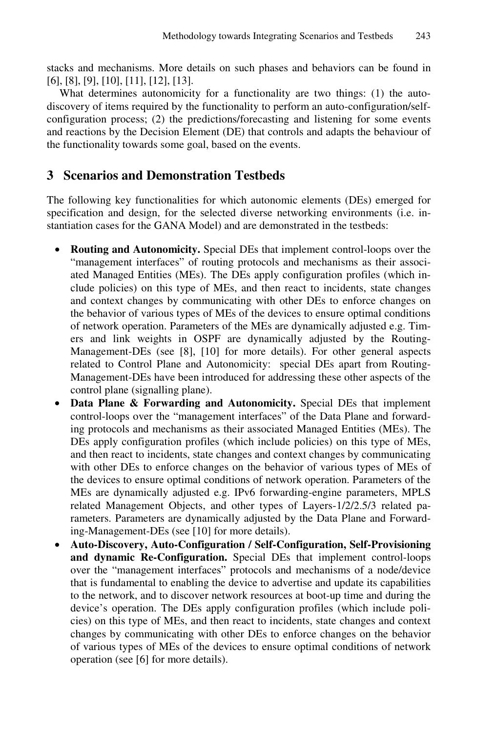stacks and mechanisms. More details on such phases and behaviors can be found in [6], [8], [9], [10], [11], [12], [13].

What determines autonomicity for a functionality are two things: (1) the auto-discovery of items required by the functionality to perform an auto-configuration/self-configuration process; (2) the predictions/forecasting and listening for some events and reactions by the Decision Element (DE) that controls and adapts the behaviour of the functionality towards some goal, based on the events.

## 3 Scenarios and Demonstration Testbeds

The following key functionalities for which autonomic elements (DEs) emerged for specification and design, for the selected diverse networking environments (i.e. instantiation cases for the GANA Model) and are demonstrated in the testbeds:

- **Routing and Autonomicity.** Special DEs that implement control-loops over the "management interfaces" of routing protocols and mechanisms as their associated Managed Entities (MEs). The DEs apply configuration profiles (which include policies) on this type of MEs, and then react to incidents, state changes and context changes by communicating with other DEs to enforce changes on the behavior of various types of MEs of the devices to ensure optimal conditions of network operation. Parameters of the MEs are dynamically adjusted e.g. Timers and link weights in OSPF are dynamically adjusted by the Routing-Management-DEs (see [8], [10] for more details). For other general aspects related to Control Plane and Autonomicity: special DEs apart from Routing-Management-DEs have been introduced for addressing these other aspects of the control plane (signalling plane).
- **Data Plane & Forwarding and Autonomicity.** Special DEs that implement control-loops over the "management interfaces" of the Data Plane and forwarding protocols and mechanisms as their associated Managed Entities (MEs). The DEs apply configuration profiles (which include policies) on this type of MEs, and then react to incidents, state changes and context changes by communicating with other DEs to enforce changes on the behavior of various types of MEs of the devices to ensure optimal conditions of network operation. Parameters of the MEs are dynamically adjusted e.g. IPv6 forwarding-engine parameters, MPLS related Management Objects, and other types of Layers-1/2/2.5/3 related parameters. Parameters are dynamically adjusted by the Data Plane and Forwarding-Management-DEs (see [10] for more details).
- **Auto-Discovery, Auto-Configuration / Self-Configuration, Self-Provisioning and dynamic Re-Configuration.** Special DEs that implement control-loops over the "management interfaces" protocols and mechanisms of a node/device that is fundamental to enabling the device to advertise and update its capabilities to the network, and to discover network resources at boot-up time and during the device's operation. The DEs apply configuration profiles (which include policies) on this type of MEs, and then react to incidents, state changes and context changes by communicating with other DEs to enforce changes on the behavior of various types of MEs of the devices to ensure optimal conditions of network operation (see [6] for more details).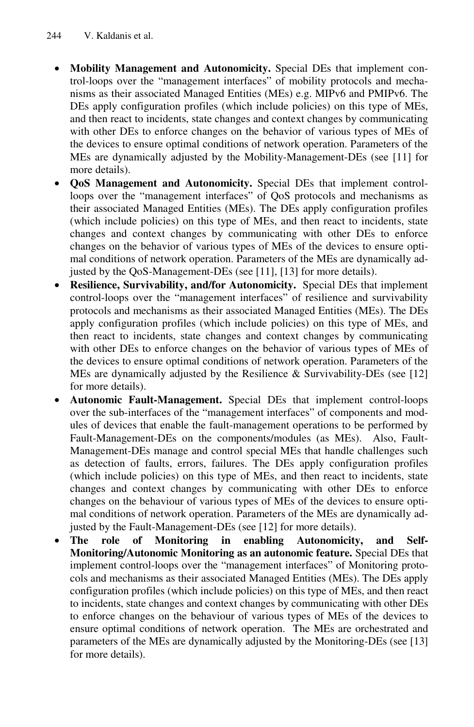- **Mobility Management and Autonomicity.** Special DEs that implement control-loops over the "management interfaces" of mobility protocols and mechanisms as their associated Managed Entities (MEs) e.g. MIPv6 and PMIPv6. The DEs apply configuration profiles (which include policies) on this type of MEs, and then react to incidents, state changes and context changes by communicating with other DEs to enforce changes on the behavior of various types of MEs of the devices to ensure optimal conditions of network operation. Parameters of the MEs are dynamically adjusted by the Mobility-Management-DEs (see [11] for more details).
- **QoS Management and Autonomicity.** Special DEs that implement control-loops over the "management interfaces" of QoS protocols and mechanisms as their associated Managed Entities (MEs). The DEs apply configuration profiles (which include policies) on this type of MEs, and then react to incidents, state changes and context changes by communicating with other DEs to enforce changes on the behavior of various types of MEs of the devices to ensure optimal conditions of network operation. Parameters of the MEs are dynamically adjusted by the QoS-Management-DEs (see [11], [13] for more details).
- **Resilience, Survivability, and/for Autonomicity.** Special DEs that implement control-loops over the "management interfaces" of resilience and survivability protocols and mechanisms as their associated Managed Entities (MEs). The DEs apply configuration profiles (which include policies) on this type of MEs, and then react to incidents, state changes and context changes by communicating with other DEs to enforce changes on the behavior of various types of MEs of the devices to ensure optimal conditions of network operation. Parameters of the MEs are dynamically adjusted by the Resilience & Survivability-DEs (see [12] for more details).
- **Autonomic Fault-Management.** Special DEs that implement control-loops over the sub-interfaces of the "management interfaces" of components and modules of devices that enable the fault-management operations to be performed by Fault-Management-DEs on the components/modules (as MEs). Also, Fault-Management-DEs manage and control special MEs that handle challenges such as detection of faults, errors, failures. The DEs apply configuration profiles (which include policies) on this type of MEs, and then react to incidents, state changes and context changes by communicating with other DEs to enforce changes on the behaviour of various types of MEs of the devices to ensure optimal conditions of network operation. Parameters of the MEs are dynamically adjusted by the Fault-Management-DEs (see [12] for more details).
- **The role of Monitoring in enabling Autonomicity, and Self-Monitoring/Autonomic Monitoring as an autonomic feature.** Special DEs that implement control-loops over the "management interfaces" of Monitoring protocols and mechanisms as their associated Managed Entities (MEs). The DEs apply configuration profiles (which include policies) on this type of MEs, and then react to incidents, state changes and context changes by communicating with other DEs to enforce changes on the behaviour of various types of MEs of the devices to ensure optimal conditions of network operation. The MEs are orchestrated and parameters of the MEs are dynamically adjusted by the Monitoring-DEs (see [13] for more details).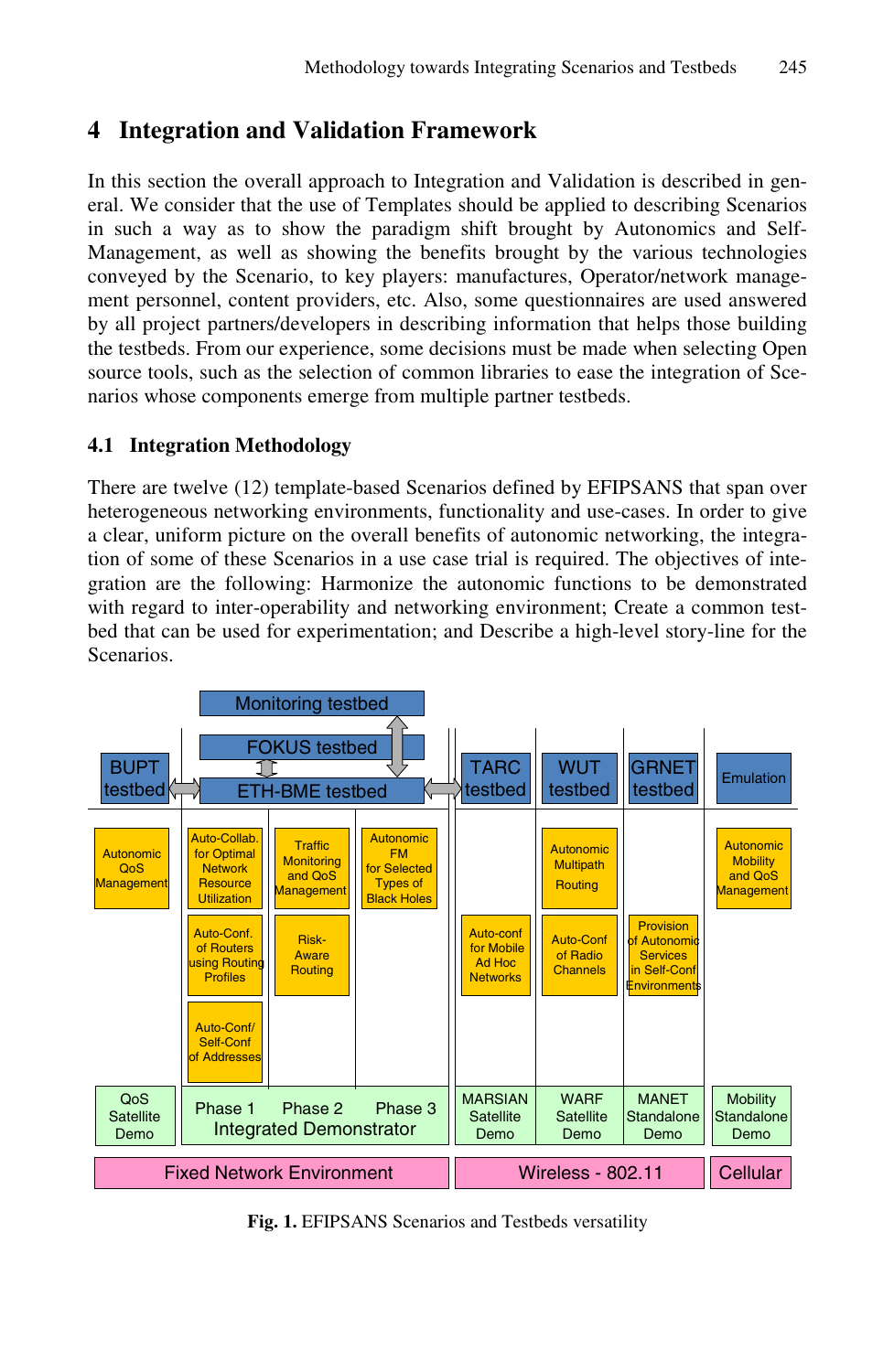## 4 Integration and Validation Framework

In this section the overall approach to Integration and Validation is described in general. We consider that the use of Templates should be applied to describing Scenarios in such a way as to show the paradigm shift brought by Autonomics and Self-Management, as well as showing the benefits brought by the various technologies conveyed by the Scenario, to key players: manufactures, Operator/network management personnel, content providers, etc. Also, some questionnaires are used answered by all project partners/developers in describing information that helps those building the testbeds. From our experience, some decisions must be made when selecting Open source tools, such as the selection of common libraries to ease the integration of Scenarios whose components emerge from multiple partner testbeds.

### 4.1 Integration Methodology

There are twelve (12) template-based Scenarios defined by EFIPSANS that span over heterogeneous networking environments, functionality and use-cases. In order to give a clear, uniform picture on the overall benefits of autonomic networking, the integration of some of these Scenarios in a use case trial is required. The objectives of integration are the following: Harmonize the autonomic functions to be demonstrated with regard to inter-operability and networking environment; Create a common testbed that can be used for experimentation; and Describe a high-level story-line for the Scenarios.

**Fig. 1.** EFIPSANS Scenarios and Testbeds versatility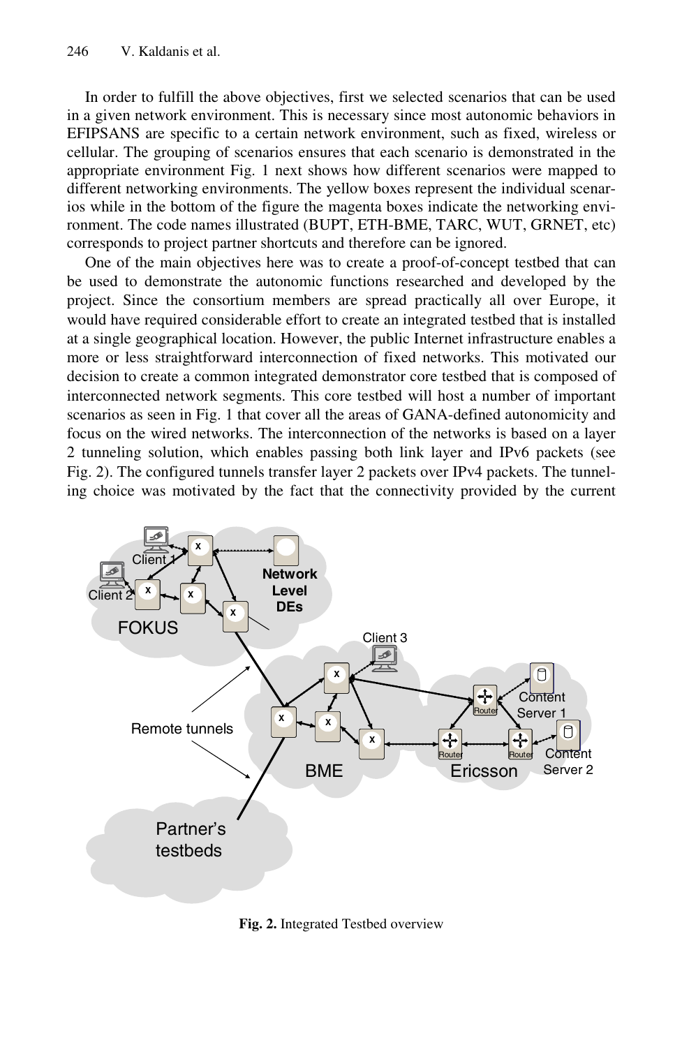In order to fulfill the above objectives, first we selected scenarios that can be used in a given network environment. This is necessary since most autonomic behaviors in EFIPSANS are specific to a certain network environment, such as fixed, wireless or cellular. The grouping of scenarios ensures that each scenario is demonstrated in the appropriate environment Fig. 1 next shows how different scenarios were mapped to different networking environments. The yellow boxes represent the individual scenarios while in the bottom of the figure the magenta boxes indicate the networking environment. The code names illustrated (BUPT, ETH-BME, TARC, WUT, GRNET, etc) corresponds to project partner shortcuts and therefore can be ignored.

One of the main objectives here was to create a proof-of-concept testbed that can be used to demonstrate the autonomic functions researched and developed by the project. Since the consortium members are spread practically all over Europe, it would have required considerable effort to create an integrated testbed that is installed at a single geographical location. However, the public Internet infrastructure enables a more or less straightforward interconnection of fixed networks. This motivated our decision to create a common integrated demonstrator core testbed that is composed of interconnected network segments. This core testbed will host a number of important scenarios as seen in Fig. 1 that cover all the areas of GANA-defined autonomicity and focus on the wired networks. The interconnection of the networks is based on a layer 2 tunneling solution, which enables passing both link layer and IPv6 packets (see Fig. 2). The configured tunnels transfer layer 2 packets over IPv4 packets. The tunneling choice was motivated by the fact that the connectivity provided by the current

**Fig. 2.** Integrated Testbed overview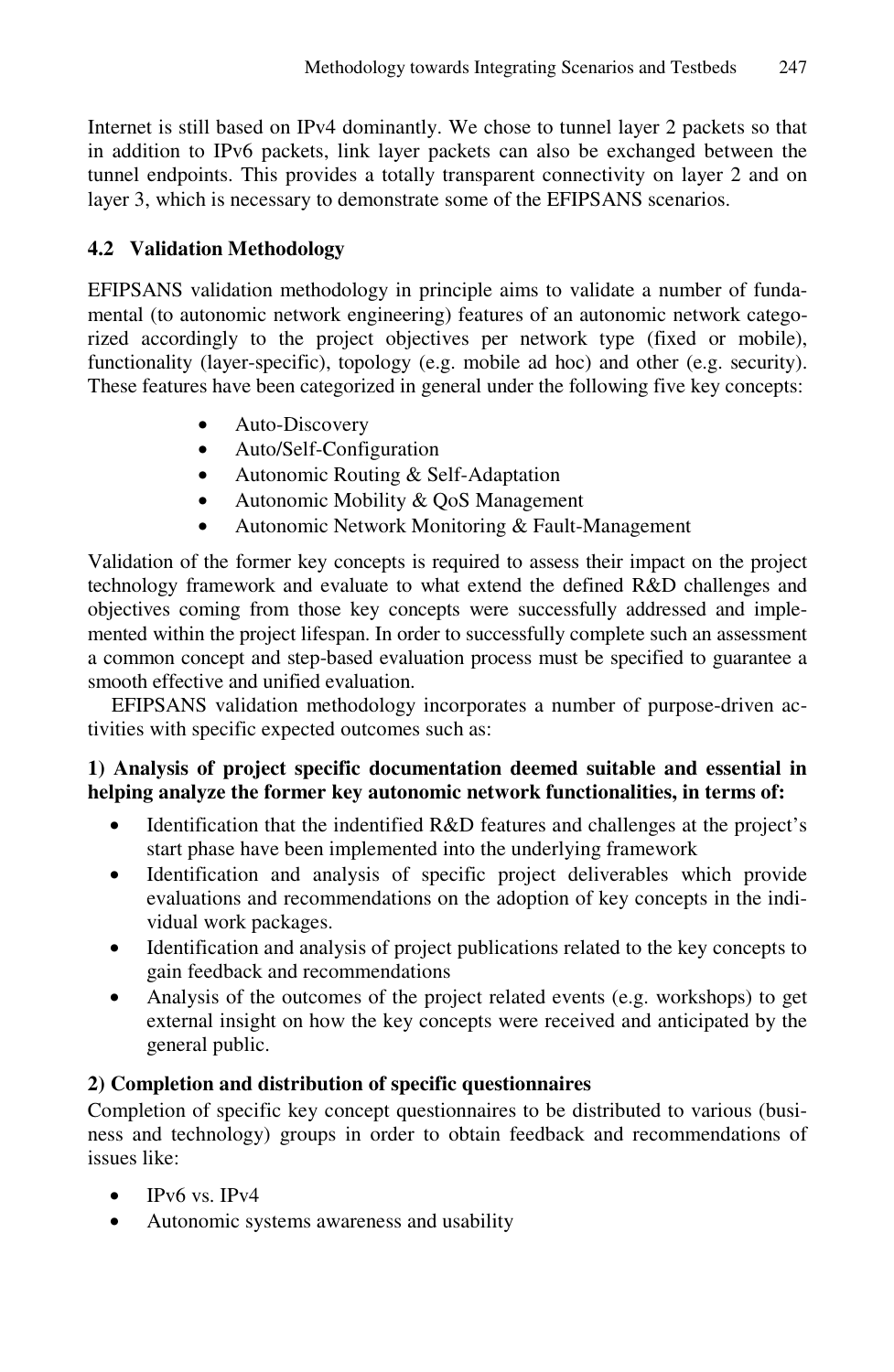Internet is still based on IPv4 dominantly. We chose to tunnel layer 2 packets so that in addition to IPv6 packets, link layer packets can also be exchanged between the tunnel endpoints. This provides a totally transparent connectivity on layer 2 and on layer 3, which is necessary to demonstrate some of the EFIPSANS scenarios.

### 4.2 Validation Methodology

EFIPSANS validation methodology in principle aims to validate a number of fundamental (to autonomic network engineering) features of an autonomic network categorized accordingly to the project objectives per network type (fixed or mobile), functionality (layer-specific), topology (e.g. mobile ad hoc) and other (e.g. security). These features have been categorized in general under the following five key concepts:

- Auto-Discovery
- Auto/Self-Configuration
- Autonomic Routing & Self-Adaptation
- Autonomic Mobility & QoS Management
- Autonomic Network Monitoring & Fault-Management

Validation of the former key concepts is required to assess their impact on the project technology framework and evaluate to what extend the defined R&D challenges and objectives coming from those key concepts were successfully addressed and implemented within the project lifespan. In order to successfully complete such an assessment a common concept and step-based evaluation process must be specified to guarantee a smooth effective and unified evaluation.

EFIPSANS validation methodology incorporates a number of purpose-driven activities with specific expected outcomes such as:

**1) Analysis of project specific documentation deemed suitable and essential in helping analyze the former key autonomic network functionalities, in terms of:**

- Identification that the indentified R&D features and challenges at the project's start phase have been implemented into the underlying framework
- Identification and analysis of specific project deliverables which provide evaluations and recommendations on the adoption of key concepts in the individual work packages.
- Identification and analysis of project publications related to the key concepts to gain feedback and recommendations
- Analysis of the outcomes of the project related events (e.g. workshops) to get external insight on how the key concepts were received and anticipated by the general public.

**2) Completion and distribution of specific questionnaires**

Completion of specific key concept questionnaires to be distributed to various (business and technology) groups in order to obtain feedback and recommendations of issues like:

- IPv6 vs. IPv4
- Autonomic systems awareness and usability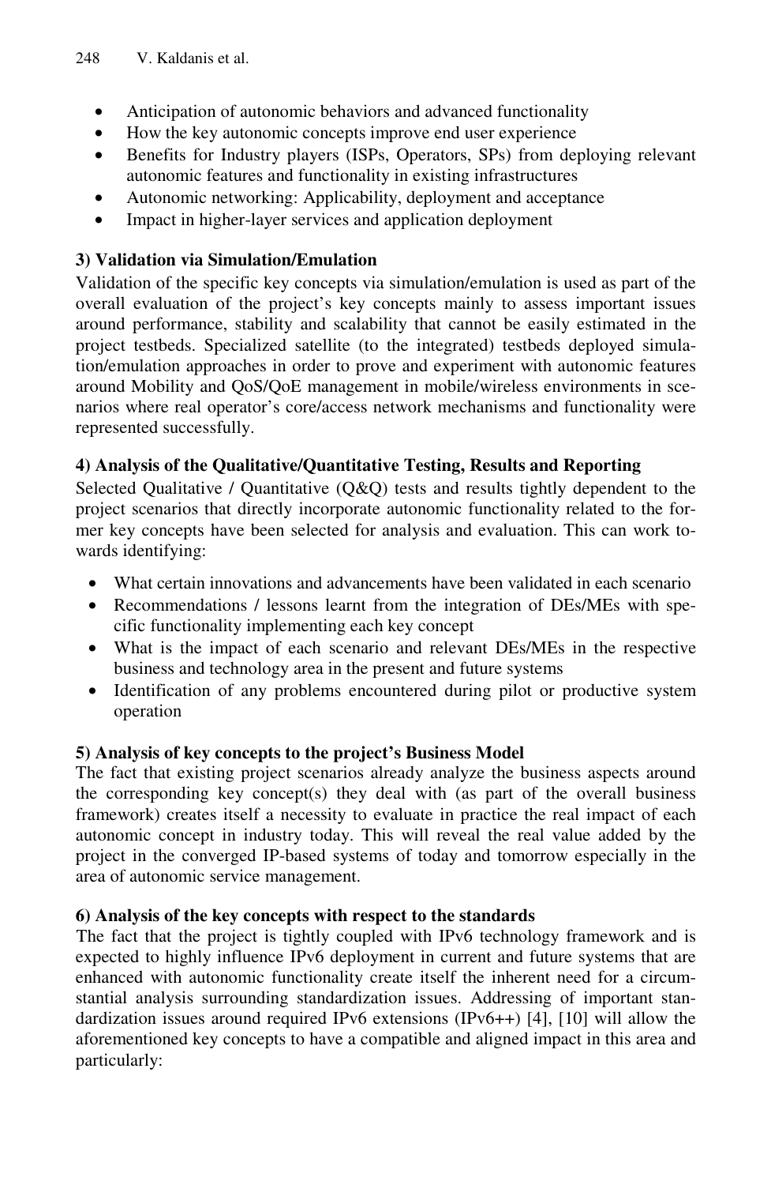- Anticipation of autonomic behaviors and advanced functionality
- How the key autonomic concepts improve end user experience
- Benefits for Industry players (ISPs, Operators, SPs) from deploying relevant autonomic features and functionality in existing infrastructures
- Autonomic networking: Applicability, deployment and acceptance
- Impact in higher-layer services and application deployment

**3) Validation via Simulation/Emulation**

Validation of the specific key concepts via simulation/emulation is used as part of the overall evaluation of the project's key concepts mainly to assess important issues around performance, stability and scalability that cannot be easily estimated in the project testbeds. Specialized satellite (to the integrated) testbeds deployed simulation/emulation approaches in order to prove and experiment with autonomic features around Mobility and QoS/QoE management in mobile/wireless environments in scenarios where real operator's core/access network mechanisms and functionality were represented successfully.

**4) Analysis of the Qualitative/Quantitative Testing, Results and Reporting**

Selected Qualitative / Quantitative (Q&Q) tests and results tightly dependent to the project scenarios that directly incorporate autonomic functionality related to the former key concepts have been selected for analysis and evaluation. This can work towards identifying:

- What certain innovations and advancements have been validated in each scenario
- Recommendations / lessons learnt from the integration of DEs/MEs with specific functionality implementing each key concept
- What is the impact of each scenario and relevant DEs/MEs in the respective business and technology area in the present and future systems
- Identification of any problems encountered during pilot or productive system operation

**5) Analysis of key concepts to the project's Business Model**

The fact that existing project scenarios already analyze the business aspects around the corresponding key concept(s) they deal with (as part of the overall business framework) creates itself a necessity to evaluate in practice the real impact of each autonomic concept in industry today. This will reveal the real value added by the project in the converged IP-based systems of today and tomorrow especially in the area of autonomic service management.

**6) Analysis of the key concepts with respect to the standards**

The fact that the project is tightly coupled with IPv6 technology framework and is expected to highly influence IPv6 deployment in current and future systems that are enhanced with autonomic functionality create itself the inherent need for a circumstantial analysis surrounding standardization issues. Addressing of important standardization issues around required IPv6 extensions (IPv6++) [4], [10] will allow the aforementioned key concepts to have a compatible and aligned impact in this area and particularly: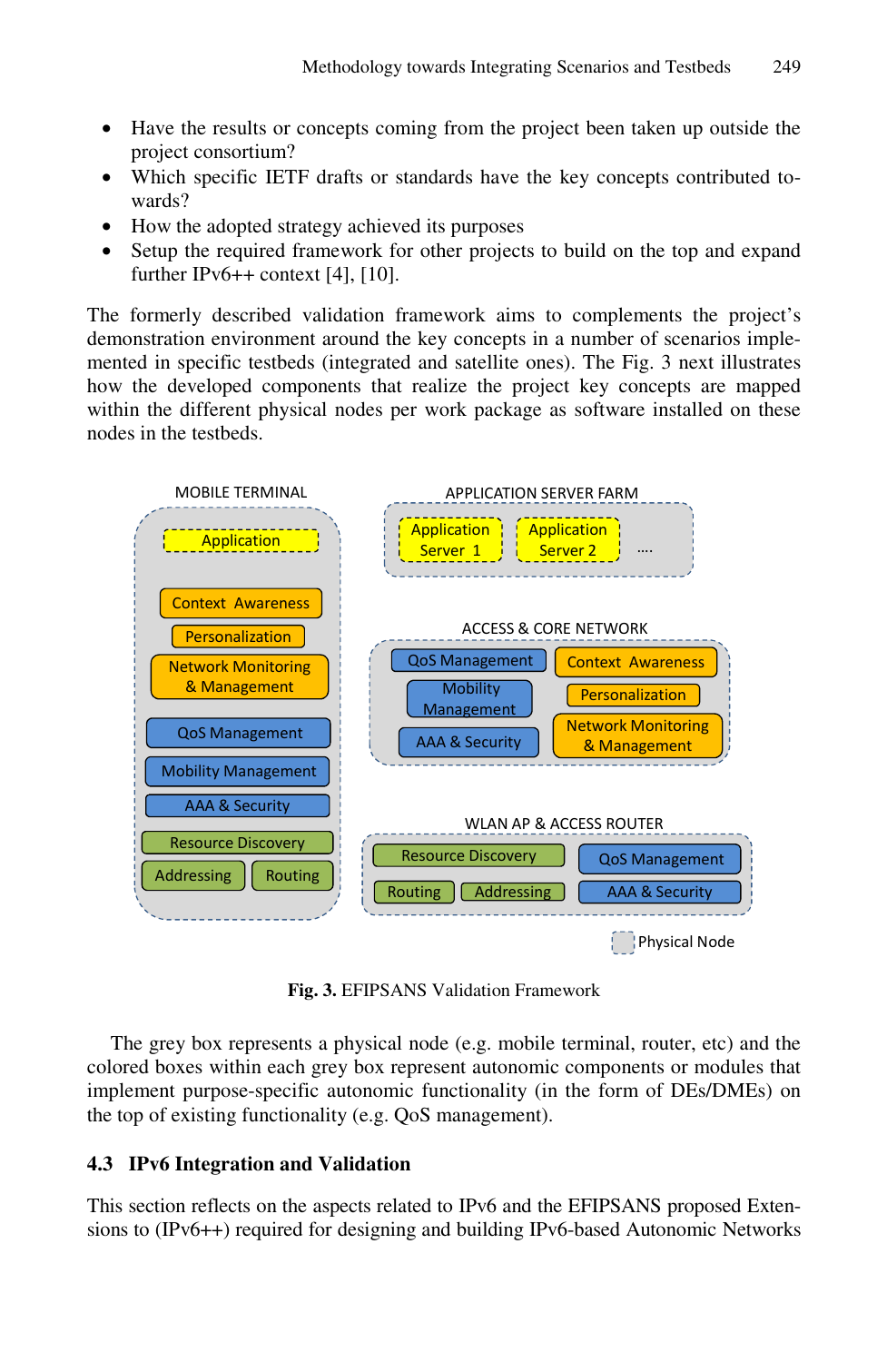- Have the results or concepts coming from the project been taken up outside the project consortium?
- Which specific IETF drafts or standards have the key concepts contributed towards?
- How the adopted strategy achieved its purposes
- Setup the required framework for other projects to build on the top and expand further IPv6++ context [4], [10].

The formerly described validation framework aims to complements the project's demonstration environment around the key concepts in a number of scenarios implemented in specific testbeds (integrated and satellite ones). The Fig. 3 next illustrates how the developed components that realize the project key concepts are mapped within the different physical nodes per work package as software installed on these nodes in the testbeds.

**Fig. 3.** EFIPSANS Validation Framework

The grey box represents a physical node (e.g. mobile terminal, router, etc) and the colored boxes within each grey box represent autonomic components or modules that implement purpose-specific autonomic functionality (in the form of DEs/DMEs) on the top of existing functionality (e.g. QoS management).

### 4.3 IPv6 Integration and Validation

This section reflects on the aspects related to IPv6 and the EFIPSANS proposed Extensions to (IPv6++) required for designing and building IPv6-based Autonomic Networks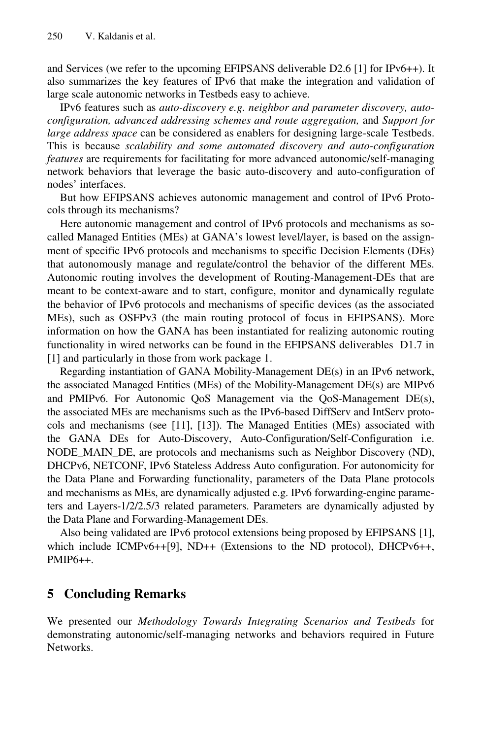and Services (we refer to the upcoming EFIPSANS deliverable D2.6 [1] for IPv6++). It also summarizes the key features of IPv6 that make the integration and validation of large scale autonomic networks in Testbeds easy to achieve.

IPv6 features such as *auto-discovery e.g. neighbor and parameter discovery, auto-configuration, advanced addressing schemes and route aggregation,* and *Support for large address space* can be considered as enablers for designing large-scale Testbeds. This is because *scalability and some automated discovery and auto-configuration features* are requirements for facilitating for more advanced autonomic/self-managing network behaviors that leverage the basic auto-discovery and auto-configuration of nodes' interfaces.

But how EFIPSANS achieves autonomic management and control of IPv6 Protocols through its mechanisms?

Here autonomic management and control of IPv6 protocols and mechanisms as so-called Managed Entities (MEs) at GANA's lowest level/layer, is based on the assignment of specific IPv6 protocols and mechanisms to specific Decision Elements (DEs) that autonomously manage and regulate/control the behavior of the different MEs. Autonomic routing involves the development of Routing-Management-DEs that are meant to be context-aware and to start, configure, monitor and dynamically regulate the behavior of IPv6 protocols and mechanisms of specific devices (as the associated MEs), such as OSFPv3 (the main routing protocol of focus in EFIPSANS). More information on how the GANA has been instantiated for realizing autonomic routing functionality in wired networks can be found in the EFIPSANS deliverables D1.7 in [1] and particularly in those from work package 1.

Regarding instantiation of GANA Mobility-Management DE(s) in an IPv6 network, the associated Managed Entities (MEs) of the Mobility-Management DE(s) are MIPv6 and PMIPv6. For Autonomic QoS Management via the QoS-Management DE(s), the associated MEs are mechanisms such as the IPv6-based DiffServ and IntServ protocols and mechanisms (see [11], [13]). The Managed Entities (MEs) associated with the GANA DEs for Auto-Discovery, Auto-Configuration/Self-Configuration i.e. NODE_MAIN_DE, are protocols and mechanisms such as Neighbor Discovery (ND), DHCPv6, NETCONF, IPv6 Stateless Address Auto configuration. For autonomicity for the Data Plane and Forwarding functionality, parameters of the Data Plane protocols and mechanisms as MEs, are dynamically adjusted e.g. IPv6 forwarding-engine parameters and Layers-1/2/2.5/3 related parameters. Parameters are dynamically adjusted by the Data Plane and Forwarding-Management DEs.

Also being validated are IPv6 protocol extensions being proposed by EFIPSANS [1], which include ICMPv6++[9], ND++ (Extensions to the ND protocol), DHCPv6++, PMIP6++.

## 5 Concluding Remarks

We presented our *Methodology Towards Integrating Scenarios and Testbeds* for demonstrating autonomic/self-managing networks and behaviors required in Future Networks.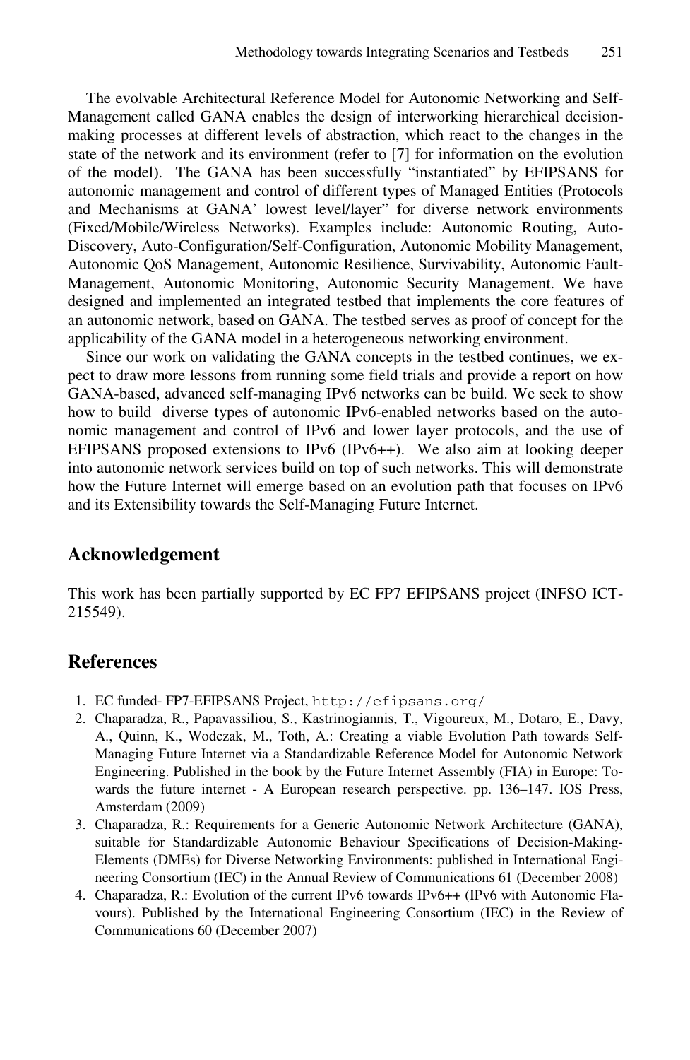The evolvable Architectural Reference Model for Autonomic Networking and Self-Management called GANA enables the design of interworking hierarchical decision-making processes at different levels of abstraction, which react to the changes in the state of the network and its environment (refer to [7] for information on the evolution of the model). The GANA has been successfully "instantiated" by EFIPSANS for autonomic management and control of different types of Managed Entities (Protocols and Mechanisms at GANA' lowest level/layer" for diverse network environments (Fixed/Mobile/Wireless Networks). Examples include: Autonomic Routing, Auto-Discovery, Auto-Configuration/Self-Configuration, Autonomic Mobility Management, Autonomic QoS Management, Autonomic Resilience, Survivability, Autonomic Fault-Management, Autonomic Monitoring, Autonomic Security Management. We have designed and implemented an integrated testbed that implements the core features of an autonomic network, based on GANA. The testbed serves as proof of concept for the applicability of the GANA model in a heterogeneous networking environment.

Since our work on validating the GANA concepts in the testbed continues, we expect to draw more lessons from running some field trials and provide a report on how GANA-based, advanced self-managing IPv6 networks can be build. We seek to show how to build diverse types of autonomic IPv6-enabled networks based on the autonomic management and control of IPv6 and lower layer protocols, and the use of EFIPSANS proposed extensions to IPv6 (IPv6++). We also aim at looking deeper into autonomic network services build on top of such networks. This will demonstrate how the Future Internet will emerge based on an evolution path that focuses on IPv6 and its Extensibility towards the Self-Managing Future Internet.

## Acknowledgement

This work has been partially supported by EC FP7 EFIPSANS project (INFSO ICT-215549).

## References

1. EC funded- FP7-EFIPSANS Project, http://efipsans.org/
2. Chaparadza, R., Papavassiliou, S., Kastrinogiannis, T., Vigoureux, M., Dotaro, E., Davy, A., Quinn, K., Wodczak, M., Toth, A.: Creating a viable Evolution Path towards Self-Managing Future Internet via a Standardizable Reference Model for Autonomic Network Engineering. Published in the book by the Future Internet Assembly (FIA) in Europe: Towards the future internet - A European research perspective. pp. 136–147. IOS Press, Amsterdam (2009)
3. Chaparadza, R.: Requirements for a Generic Autonomic Network Architecture (GANA), suitable for Standardizable Autonomic Behaviour Specifications of Decision-Making-Elements (DMEs) for Diverse Networking Environments: published in International Engineering Consortium (IEC) in the Annual Review of Communications 61 (December 2008)
4. Chaparadza, R.: Evolution of the current IPv6 towards IPv6++ (IPv6 with Autonomic Flavours). Published by the International Engineering Consortium (IEC) in the Review of Communications 60 (December 2007)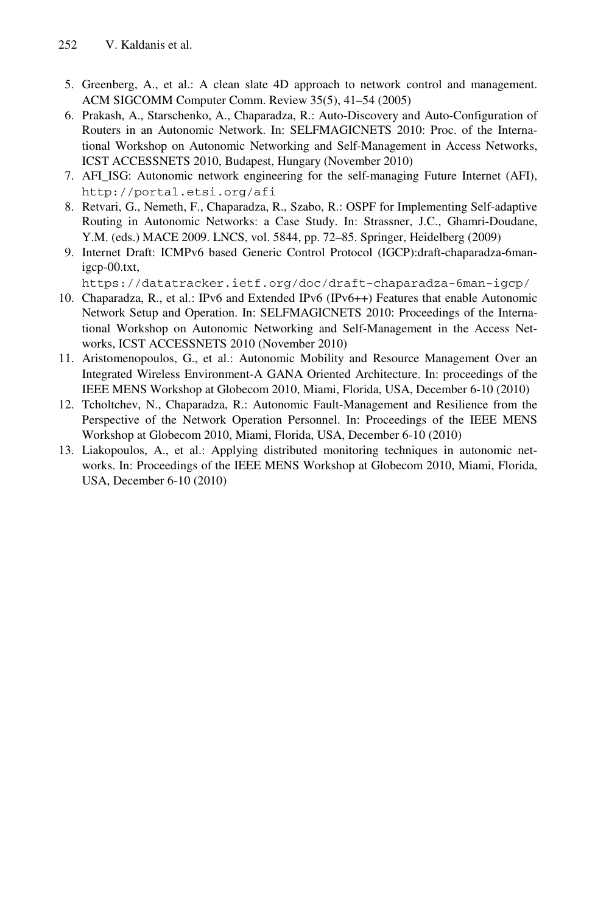5. Greenberg, A., et al.: A clean slate 4D approach to network control and management. ACM SIGCOMM Computer Comm. Review 35(5), 41–54 (2005)
6. Prakash, A., Starschenko, A., Chaparadza, R.: Auto-Discovery and Auto-Configuration of Routers in an Autonomic Network. In: SELFMAGICNETS 2010: Proc. of the International Workshop on Autonomic Networking and Self-Management in Access Networks, ICST ACCESSNETS 2010, Budapest, Hungary (November 2010)
7. AFI_ISG: Autonomic network engineering for the self-managing Future Internet (AFI), http://portal.etsi.org/afi
8. Retvari, G., Nemeth, F., Chaparadza, R., Szabo, R.: OSPF for Implementing Self-adaptive Routing in Autonomic Networks: a Case Study. In: Strassner, J.C., Ghamri-Doudane, Y.M. (eds.) MACE 2009. LNCS, vol. 5844, pp. 72–85. Springer, Heidelberg (2009)
9. Internet Draft: ICMPv6 based Generic Control Protocol (IGCP):draft-chaparadza-6man-igcp-00.txt, https://datatracker.ietf.org/doc/draft-chaparadza-6man-igcp/
10. Chaparadza, R., et al.: IPv6 and Extended IPv6 (IPv6++) Features that enable Autonomic Network Setup and Operation. In: SELFMAGICNETS 2010: Proceedings of the International Workshop on Autonomic Networking and Self-Management in the Access Networks, ICST ACCESSNETS 2010 (November 2010)
11. Aristomenopoulos, G., et al.: Autonomic Mobility and Resource Management Over an Integrated Wireless Environment-A GANA Oriented Architecture. In: proceedings of the IEEE MENS Workshop at Globecom 2010, Miami, Florida, USA, December 6-10 (2010)
12. Tcholtchev, N., Chaparadza, R.: Autonomic Fault-Management and Resilience from the Perspective of the Network Operation Personnel. In: Proceedings of the IEEE MENS Workshop at Globecom 2010, Miami, Florida, USA, December 6-10 (2010)
13. Liakopoulos, A., et al.: Applying distributed monitoring techniques in autonomic networks. In: Proceedings of the IEEE MENS Workshop at Globecom 2010, Miami, Florida, USA, December 6-10 (2010)